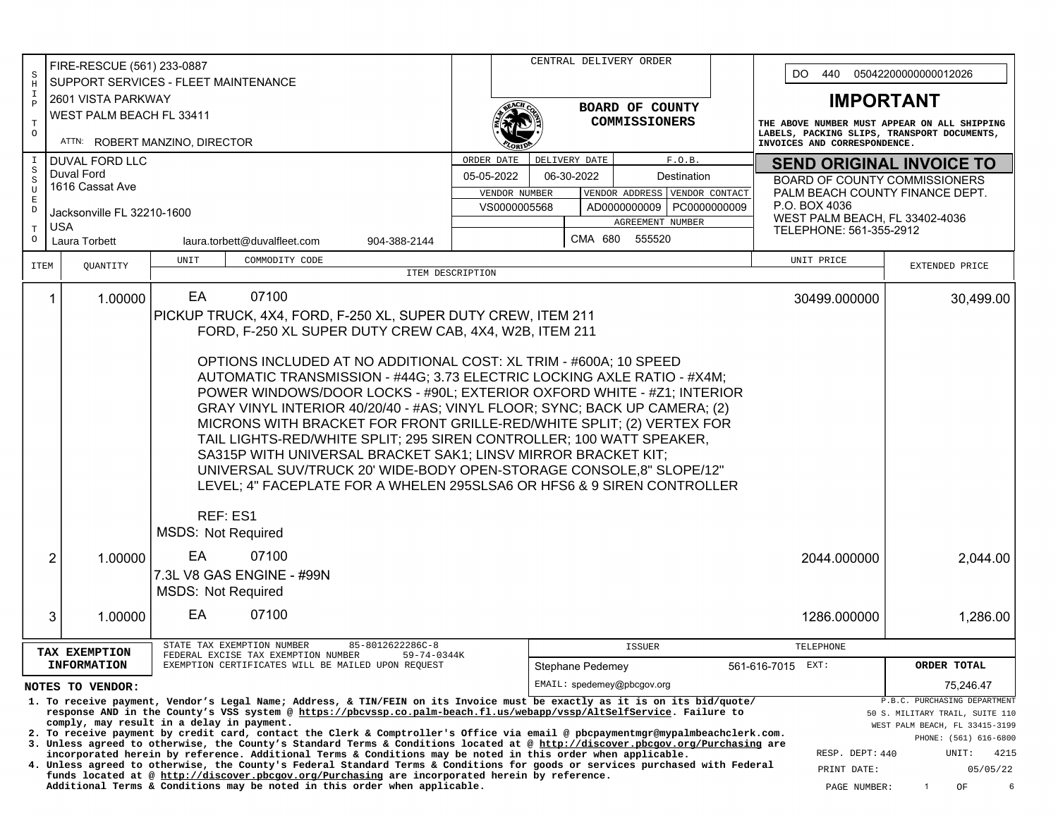**SHIP TO**

FIRE-RESCUE (561) 233-0887
SUPPORT SERVICES - FLEET MAINTENANCE
2601 VISTA PARKWAY
WEST PALM BEACH FL 33411

ATTN: ROBERT MANZINO, DIRECTOR

**ISSUED TO**

DUVAL FORD LLC
Duval Ford
1616 Cassat Ave

Jacksonville FL 32210-1600
USA
Laura Torbett    laura.torbett@duvalfleet.com    904-388-2144

CENTRAL DELIVERY ORDER

**BOARD OF COUNTY COMMISSIONERS**

| ORDER DATE | DELIVERY DATE | F.O.B. | |
|---|---|---|---|
| 05-05-2022 | 06-30-2022 | Destination | |
| VENDOR NUMBER | | VENDOR ADDRESS | VENDOR CONTACT |
| VS0000005568 | | AD0000000009 | PC0000000009 |
| | | AGREEMENT NUMBER | |
| | | CMA 680 555520 | |

DO 440 05042200000000012026

# IMPORTANT

**THE ABOVE NUMBER MUST APPEAR ON ALL SHIPPING LABELS, PACKING SLIPS, TRANSPORT DOCUMENTS, INVOICES AND CORRESPONDENCE.**

## SEND ORIGINAL INVOICE TO

BOARD OF COUNTY COMMISSIONERS
PALM BEACH COUNTY FINANCE DEPT.
P.O. BOX 4036
WEST PALM BEACH, FL 33402-4036
TELEPHONE: 561-355-2912

| ITEM | QUANTITY | UNIT | COMMODITY CODE / ITEM DESCRIPTION | UNIT PRICE | EXTENDED PRICE |
|---|---|---|---|---|---|
| 1 | 1.00000 | EA | 07100<br>PICKUP TRUCK, 4X4, FORD, F-250 XL, SUPER DUTY CREW, ITEM 211<br>FORD, F-250 XL SUPER DUTY CREW CAB, 4X4, W2B, ITEM 211<br><br>OPTIONS INCLUDED AT NO ADDITIONAL COST: XL TRIM - #600A; 10 SPEED AUTOMATIC TRANSMISSION - #44G; 3.73 ELECTRIC LOCKING AXLE RATIO - #X4M; POWER WINDOWS/DOOR LOCKS - #90L; EXTERIOR OXFORD WHITE - #Z1; INTERIOR GRAY VINYL INTERIOR 40/20/40 - #AS; VINYL FLOOR; SYNC; BACK UP CAMERA; (2) MICRONS WITH BRACKET FOR FRONT GRILLE-RED/WHITE SPLIT; (2) VERTEX FOR TAIL LIGHTS-RED/WHITE SPLIT; 295 SIREN CONTROLLER; 100 WATT SPEAKER, SA315P WITH UNIVERSAL BRACKET SAK1; LINSV MIRROR BRACKET KIT; UNIVERSAL SUV/TRUCK 20' WIDE-BODY OPEN-STORAGE CONSOLE,8" SLOPE/12" LEVEL; 4" FACEPLATE FOR A WHELEN 295SLSA6 OR HFS6 & 9 SIREN CONTROLLER<br><br>REF: ES1<br>MSDS: Not Required | 30499.000000 | 30,499.00 |
| 2 | 1.00000 | EA | 07100<br>7.3L V8 GAS ENGINE - #99N<br>MSDS: Not Required | 2044.000000 | 2,044.00 |
| 3 | 1.00000 | EA | 07100 | 1286.000000 | 1,286.00 |

**TAX EXEMPTION INFORMATION**

STATE TAX EXEMPTION NUMBER 85-8012622286C-8
FEDERAL EXCISE TAX EXEMPTION NUMBER 59-74-0344K
EXEMPTION CERTIFICATES WILL BE MAILED UPON REQUEST

| ISSUER | TELEPHONE | ORDER TOTAL |
|---|---|---|
| Stephane Pedemey | 561-616-7015 EXT: | 75,246.47 |
| EMAIL: spedemey@pbcgov.org | | |

**NOTES TO VENDOR:**

1. To receive payment, Vendor's Legal Name; Address, & TIN/FEIN on its Invoice must be exactly as it is on its bid/quote/response AND in the County's VSS system @ https://pbcvssp.co.palm-beach.fl.us/webapp/vssp/AltSelfService. Failure to comply, may result in a delay in payment.
2. To receive payment by credit card, contact the Clerk & Comptroller's Office via email @ pbcpaymentmgr@mypalmbeachclerk.com.
3. Unless agreed to otherwise, the County's Standard Terms & Conditions located at @ http://discover.pbcgov.org/Purchasing are incorporated herein by reference. Additional Terms & Conditions may be noted in this order when applicable.
4. Unless agreed to otherwise, the County's Federal Standard Terms & Conditions for goods or services purchased with Federal funds located at @ http://discover.pbcgov.org/Purchasing are incorporated herein by reference. Additional Terms & Conditions may be noted in this order when applicable.

P.B.C. PURCHASING DEPARTMENT
50 S. MILITARY TRAIL, SUITE 110
WEST PALM BEACH, FL 33415-3199
PHONE: (561) 616-6800

RESP. DEPT: 440    UNIT: 4215
PRINT DATE: 05/05/22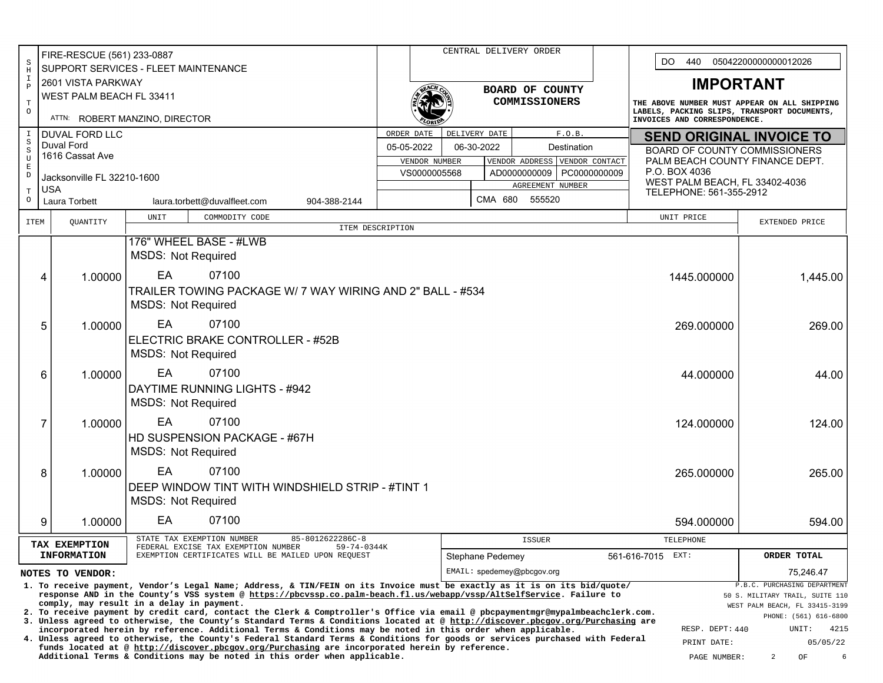| SHIP TO | |
|---|---|
| FIRE-RESCUE (561) 233-0887 | |
| SUPPORT SERVICES - FLEET MAINTENANCE | |
| 2601 VISTA PARKWAY | |
| WEST PALM BEACH FL 33411 | |
| ATTN: ROBERT MANZINO, DIRECTOR | |

**CENTRAL DELIVERY ORDER**

**BOARD OF COUNTY COMMISSIONERS**

DO 440 05042200000000012026

## IMPORTANT

**THE ABOVE NUMBER MUST APPEAR ON ALL SHIPPING LABELS, PACKING SLIPS, TRANSPORT DOCUMENTS, INVOICES AND CORRESPONDENCE.**

| ISSUED TO | |
|---|---|
| DUVAL FORD LLC | |
| Duval Ford | |
| 1616 Cassat Ave | |
| Jacksonville FL 32210-1600 | |
| USA | |
| Laura Torbett | laura.torbett@duvalfleet.com 904-388-2144 |

| ORDER DATE | DELIVERY DATE | F.O.B. |
|---|---|---|
| 05-05-2022 | 06-30-2022 | Destination |

| VENDOR NUMBER | VENDOR ADDRESS | VENDOR CONTACT |
|---|---|---|
| VS0000005568 | AD0000000009 | PC0000000009 |

| AGREEMENT NUMBER |
|---|
| CMA 680 555520 |

## SEND ORIGINAL INVOICE TO

BOARD OF COUNTY COMMISSIONERS
PALM BEACH COUNTY FINANCE DEPT.
P.O. BOX 4036
WEST PALM BEACH, FL 33402-4036
TELEPHONE: 561-355-2912

| ITEM | QUANTITY | UNIT | COMMODITY CODE / ITEM DESCRIPTION | UNIT PRICE | EXTENDED PRICE |
|---|---|---|---|---|---|
| | | | 176" WHEEL BASE - #LWB<br>MSDS: Not Required | | |
| 4 | 1.00000 | EA | 07100<br>TRAILER TOWING PACKAGE W/ 7 WAY WIRING AND 2" BALL - #534<br>MSDS: Not Required | 1445.000000 | 1,445.00 |
| 5 | 1.00000 | EA | 07100<br>ELECTRIC BRAKE CONTROLLER - #52B<br>MSDS: Not Required | 269.000000 | 269.00 |
| 6 | 1.00000 | EA | 07100<br>DAYTIME RUNNING LIGHTS - #942<br>MSDS: Not Required | 44.000000 | 44.00 |
| 7 | 1.00000 | EA | 07100<br>HD SUSPENSION PACKAGE - #67H<br>MSDS: Not Required | 124.000000 | 124.00 |
| 8 | 1.00000 | EA | 07100<br>DEEP WINDOW TINT WITH WINDSHIELD STRIP - #TINT 1<br>MSDS: Not Required | 265.000000 | 265.00 |
| 9 | 1.00000 | EA | 07100 | 594.000000 | 594.00 |

**TAX EXEMPTION INFORMATION**

STATE TAX EXEMPTION NUMBER 85-8012622286C-8
FEDERAL EXCISE TAX EXEMPTION NUMBER 59-74-0344K
EXEMPTION CERTIFICATES WILL BE MAILED UPON REQUEST

| ISSUER | TELEPHONE | ORDER TOTAL |
|---|---|---|
| Stephane Pedemey | 561-616-7015 EXT: | 75,246.47 |
| EMAIL: spedemey@pbcgov.org | | |

**NOTES TO VENDOR:**

1. To receive payment, Vendor's Legal Name; Address, & TIN/FEIN on its Invoice must be exactly as it is on its bid/quote/ response AND in the County's VSS system @ https://pbcvssp.co.palm-beach.fl.us/webapp/vssp/AltSelfService. Failure to comply, may result in a delay in payment.
2. To receive payment by credit card, contact the Clerk & Comptroller's Office via email @ pbcpaymentmgr@mypalmbeachclerk.com.
3. Unless agreed to otherwise, the County's Standard Terms & Conditions located at @ http://discover.pbcgov.org/Purchasing are incorporated herein by reference. Additional Terms & Conditions may be noted in this order when applicable.
4. Unless agreed to otherwise, the County's Federal Standard Terms & Conditions for goods or services purchased with Federal funds located at @ http://discover.pbcgov.org/Purchasing are incorporated herein by reference. Additional Terms & Conditions may be noted in this order when applicable.

P.B.C. PURCHASING DEPARTMENT
50 S. MILITARY TRAIL, SUITE 110
WEST PALM BEACH, FL 33415-3199
PHONE: (561) 616-6800

RESP. DEPT: 440 UNIT: 4215
PRINT DATE: 05/05/22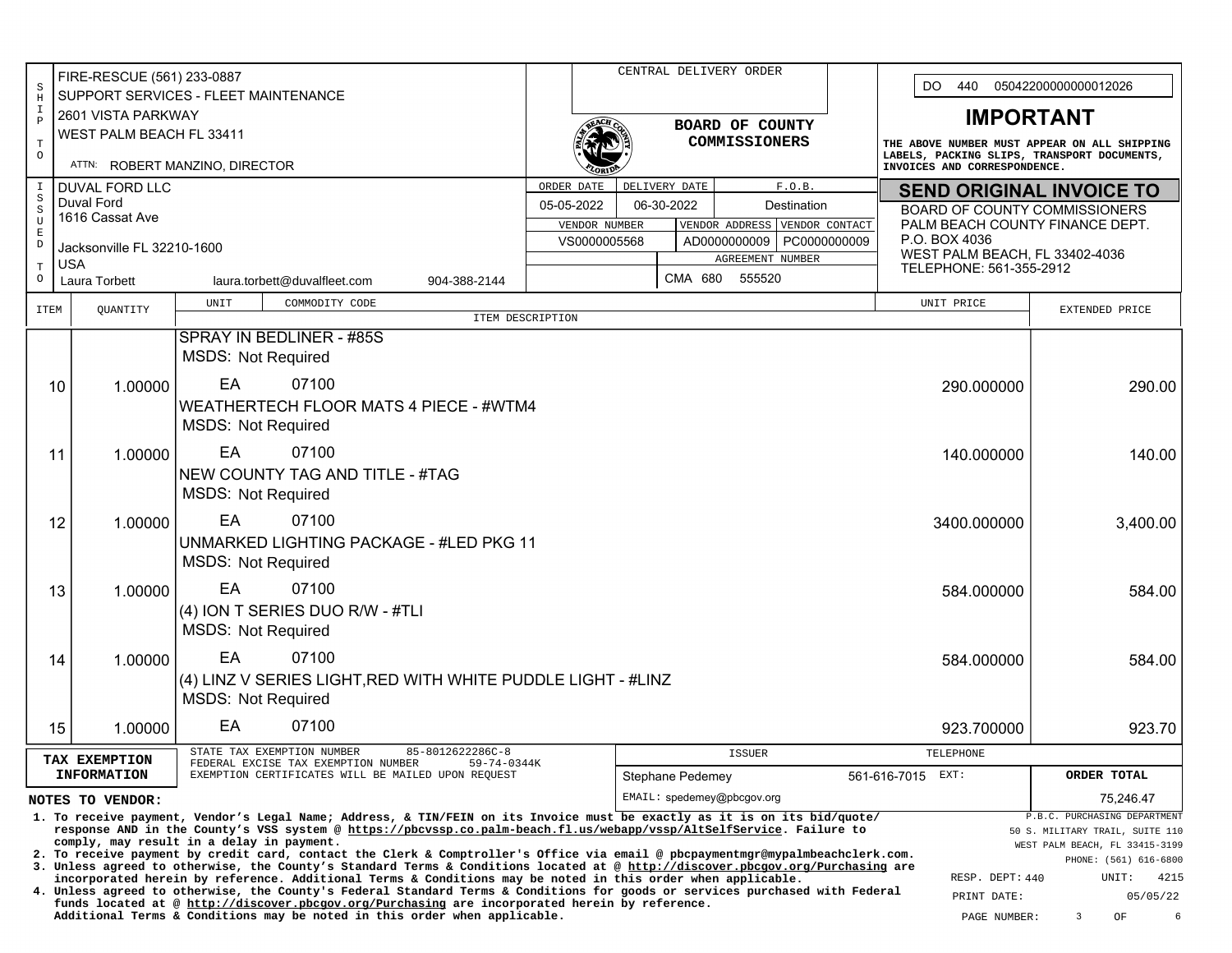| SHIP TO | |
|---|---|
| FIRE-RESCUE (561) 233-0887 | |
| SUPPORT SERVICES - FLEET MAINTENANCE | |
| 2601 VISTA PARKWAY | |
| WEST PALM BEACH FL 33411 | |
| ATTN: ROBERT MANZINO, DIRECTOR | |

CENTRAL DELIVERY ORDER

**BOARD OF COUNTY COMMISSIONERS**

DO 440 05042200000000012026

## IMPORTANT

**THE ABOVE NUMBER MUST APPEAR ON ALL SHIPPING LABELS, PACKING SLIPS, TRANSPORT DOCUMENTS, INVOICES AND CORRESPONDENCE.**

| ISSUED TO | |
|---|---|
| DUVAL FORD LLC | |
| Duval Ford | |
| 1616 Cassat Ave | |
| Jacksonville FL 32210-1600 | |
| USA | |
| Laura Torbett | laura.torbett@duvalfleet.com 904-388-2144 |

| ORDER DATE | DELIVERY DATE | F.O.B. |
|---|---|---|
| 05-05-2022 | 06-30-2022 | Destination |

| VENDOR NUMBER | VENDOR ADDRESS | VENDOR CONTACT |
|---|---|---|
| VS0000005568 | AD0000000009 | PC0000000009 |

| AGREEMENT NUMBER |
|---|
| CMA 680 555520 |

**SEND ORIGINAL INVOICE TO**

BOARD OF COUNTY COMMISSIONERS
PALM BEACH COUNTY FINANCE DEPT.
P.O. BOX 4036
WEST PALM BEACH, FL 33402-4036
TELEPHONE: 561-355-2912

| ITEM | QUANTITY | UNIT | COMMODITY CODE / ITEM DESCRIPTION | UNIT PRICE | EXTENDED PRICE |
|---|---|---|---|---|---|
| | | | SPRAY IN BEDLINER - #85S<br>MSDS: Not Required | | |
| 10 | 1.00000 | EA | 07100<br>WEATHERTECH FLOOR MATS 4 PIECE - #WTM4<br>MSDS: Not Required | 290.000000 | 290.00 |
| 11 | 1.00000 | EA | 07100<br>NEW COUNTY TAG AND TITLE - #TAG<br>MSDS: Not Required | 140.000000 | 140.00 |
| 12 | 1.00000 | EA | 07100<br>UNMARKED LIGHTING PACKAGE - #LED PKG 11<br>MSDS: Not Required | 3400.000000 | 3,400.00 |
| 13 | 1.00000 | EA | 07100<br>(4) ION T SERIES DUO R/W - #TLI<br>MSDS: Not Required | 584.000000 | 584.00 |
| 14 | 1.00000 | EA | 07100<br>(4) LINZ V SERIES LIGHT,RED WITH WHITE PUDDLE LIGHT - #LINZ<br>MSDS: Not Required | 584.000000 | 584.00 |
| 15 | 1.00000 | EA | 07100 | 923.700000 | 923.70 |

| TAX EXEMPTION INFORMATION | | ISSUER | TELEPHONE | ORDER TOTAL |
|---|---|---|---|---|
| STATE TAX EXEMPTION NUMBER 85-8012622286C-8<br>FEDERAL EXCISE TAX EXEMPTION NUMBER 59-74-0344K<br>EXEMPTION CERTIFICATES WILL BE MAILED UPON REQUEST | | Stephane Pedemey<br>EMAIL: spedemey@pbcgov.org | 561-616-7015 EXT: | 75,246.47 |

**NOTES TO VENDOR:**

1. To receive payment, Vendor's Legal Name; Address, & TIN/FEIN on its Invoice must be exactly as it is on its bid/quote/ response AND in the County's VSS system @ https://pbcvssp.co.palm-beach.fl.us/webapp/vssp/AltSelfService. Failure to comply, may result in a delay in payment.
2. To receive payment by credit card, contact the Clerk & Comptroller's Office via email @ pbcpaymentmgr@mypalmbeachclerk.com.
3. Unless agreed to otherwise, the County's Standard Terms & Conditions located at @ http://discover.pbcgov.org/Purchasing are incorporated herein by reference. Additional Terms & Conditions may be noted in this order when applicable.
4. Unless agreed to otherwise, the County's Federal Standard Terms & Conditions for goods or services purchased with Federal funds located at @ http://discover.pbcgov.org/Purchasing are incorporated herein by reference. Additional Terms & Conditions may be noted in this order when applicable.

P.B.C. PURCHASING DEPARTMENT
50 S. MILITARY TRAIL, SUITE 110
WEST PALM BEACH, FL 33415-3199
PHONE: (561) 616-6800

RESP. DEPT: 440 UNIT: 4215
PRINT DATE: 05/05/22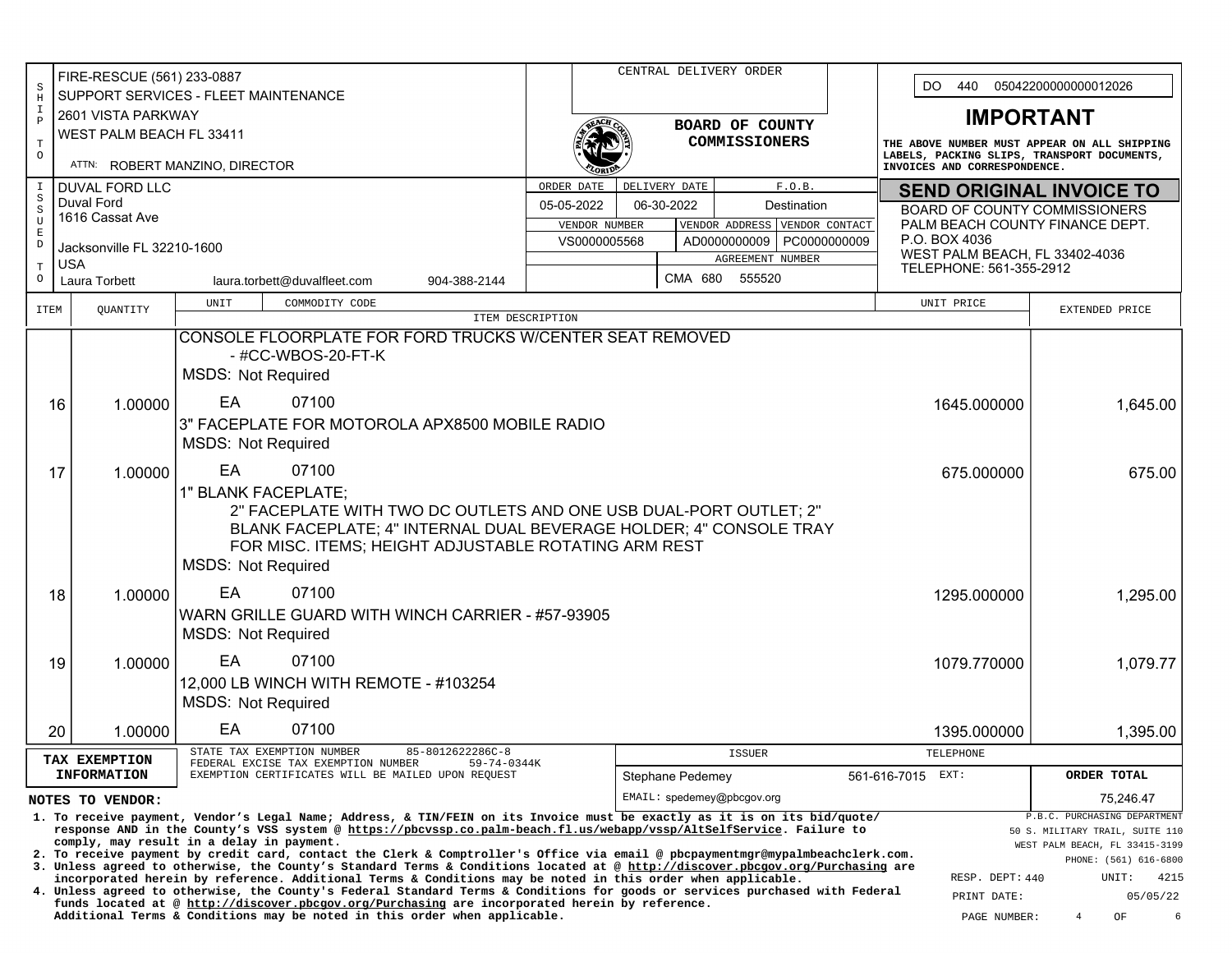| S H I P T O | FIRE-RESCUE (561) 233-0887<br>SUPPORT SERVICES - FLEET MAINTENANCE<br>2601 VISTA PARKWAY<br>WEST PALM BEACH FL 33411<br>ATTN: ROBERT MANZINO, DIRECTOR |
|---|---|
| I S S U E D T O | DUVAL FORD LLC<br>Duval Ford<br>1616 Cassat Ave<br>Jacksonville FL 32210-1600<br>USA<br>Laura Torbett laura.torbett@duvalfleet.com 904-388-2144 |

CENTRAL DELIVERY ORDER

**BOARD OF COUNTY COMMISSIONERS**

| ORDER DATE | DELIVERY DATE | F.O.B. |
|---|---|---|
| 05-05-2022 | 06-30-2022 | Destination |

| VENDOR NUMBER | VENDOR ADDRESS | VENDOR CONTACT |
|---|---|---|
| VS0000005568 | AD0000000009 | PC0000000009 |

AGREEMENT NUMBER: CMA 680 555520

DO 440 05042200000000012026

## IMPORTANT

**THE ABOVE NUMBER MUST APPEAR ON ALL SHIPPING LABELS, PACKING SLIPS, TRANSPORT DOCUMENTS, INVOICES AND CORRESPONDENCE.**

## SEND ORIGINAL INVOICE TO

BOARD OF COUNTY COMMISSIONERS
PALM BEACH COUNTY FINANCE DEPT.
P.O. BOX 4036
WEST PALM BEACH, FL 33402-4036
TELEPHONE: 561-355-2912

| ITEM | QUANTITY | UNIT | COMMODITY CODE / ITEM DESCRIPTION | UNIT PRICE | EXTENDED PRICE |
|---|---|---|---|---|---|
| | | | CONSOLE FLOORPLATE FOR FORD TRUCKS W/CENTER SEAT REMOVED - #CC-WBOS-20-FT-K<br>MSDS: Not Required | | |
| 16 | 1.00000 | EA | 07100<br>3" FACEPLATE FOR MOTOROLA APX8500 MOBILE RADIO<br>MSDS: Not Required | 1645.000000 | 1,645.00 |
| 17 | 1.00000 | EA | 07100<br>1" BLANK FACEPLATE; 2" FACEPLATE WITH TWO DC OUTLETS AND ONE USB DUAL-PORT OUTLET; 2" BLANK FACEPLATE; 4" INTERNAL DUAL BEVERAGE HOLDER; 4" CONSOLE TRAY FOR MISC. ITEMS; HEIGHT ADJUSTABLE ROTATING ARM REST<br>MSDS: Not Required | 675.000000 | 675.00 |
| 18 | 1.00000 | EA | 07100<br>WARN GRILLE GUARD WITH WINCH CARRIER - #57-93905<br>MSDS: Not Required | 1295.000000 | 1,295.00 |
| 19 | 1.00000 | EA | 07100<br>12,000 LB WINCH WITH REMOTE - #103254<br>MSDS: Not Required | 1079.770000 | 1,079.77 |
| 20 | 1.00000 | EA | 07100 | 1395.000000 | 1,395.00 |

**TAX EXEMPTION INFORMATION**
STATE TAX EXEMPTION NUMBER 85-8012622286C-8
FEDERAL EXCISE TAX EXEMPTION NUMBER 59-74-0344K
EXEMPTION CERTIFICATES WILL BE MAILED UPON REQUEST

| ISSUER | TELEPHONE | ORDER TOTAL |
|---|---|---|
| Stephane Pedemey | 561-616-7015 EXT: | 75,246.47 |
| EMAIL: spedemey@pbcgov.org | | |

**NOTES TO VENDOR:**

1. To receive payment, Vendor's Legal Name; Address, & TIN/FEIN on its Invoice must be exactly as it is on its bid/quote/ response AND in the County's VSS system @ https://pbcvssp.co.palm-beach.fl.us/webapp/vssp/AltSelfService. Failure to comply, may result in a delay in payment.
2. To receive payment by credit card, contact the Clerk & Comptroller's Office via email @ pbcpaymentmgr@mypalmbeachclerk.com.
3. Unless agreed to otherwise, the County's Standard Terms & Conditions located at @ http://discover.pbcgov.org/Purchasing are incorporated herein by reference. Additional Terms & Conditions may be noted in this order when applicable.
4. Unless agreed to otherwise, the County's Federal Standard Terms & Conditions for goods or services purchased with Federal funds located at @ http://discover.pbcgov.org/Purchasing are incorporated herein by reference. Additional Terms & Conditions may be noted in this order when applicable.

P.B.C. PURCHASING DEPARTMENT
50 S. MILITARY TRAIL, SUITE 110
WEST PALM BEACH, FL 33415-3199
PHONE: (561) 616-6800

RESP. DEPT: 440 UNIT: 4215
PRINT DATE: 05/05/22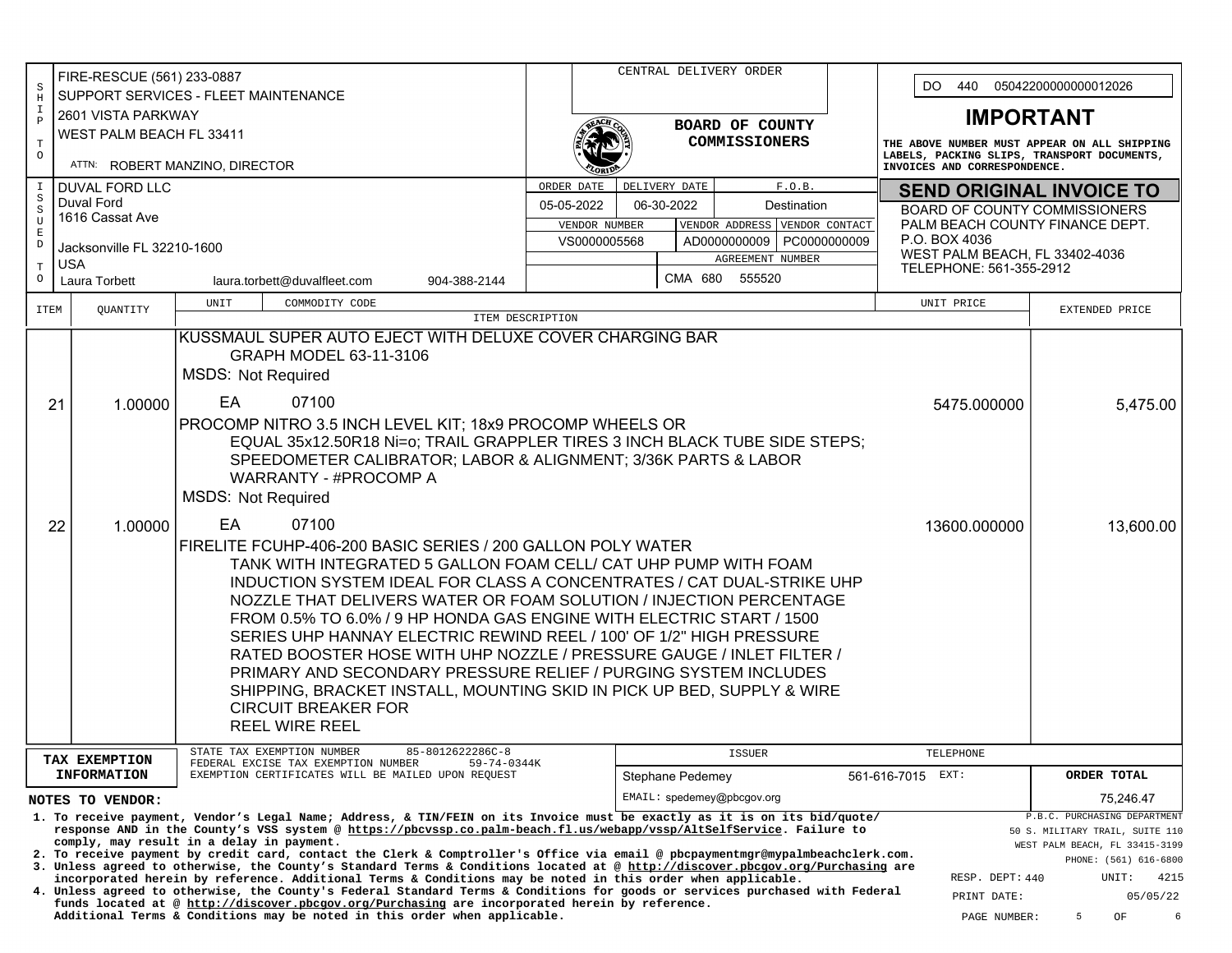| SHIP TO | CENTRAL DELIVERY ORDER | |
|---|---|---|
| FIRE-RESCUE (561) 233-0887<br>SUPPORT SERVICES - FLEET MAINTENANCE<br>2601 VISTA PARKWAY<br>WEST PALM BEACH FL 33411<br>ATTN: ROBERT MANZINO, DIRECTOR | **BOARD OF COUNTY COMMISSIONERS** | DO 440 05042200000000012026<br>**IMPORTANT**<br>THE ABOVE NUMBER MUST APPEAR ON ALL SHIPPING LABELS, PACKING SLIPS, TRANSPORT DOCUMENTS, INVOICES AND CORRESPONDENCE. |

| ISSUED TO | ORDER DATE | DELIVERY DATE | F.O.B. | SEND ORIGINAL INVOICE TO |
|---|---|---|---|---|
| DUVAL FORD LLC<br>Duval Ford<br>1616 Cassat Ave<br>Jacksonville FL 32210-1600<br>USA<br>Laura Torbett laura.torbett@duvalfleet.com 904-388-2144 | 05-05-2022 | 06-30-2022 | Destination | BOARD OF COUNTY COMMISSIONERS<br>PALM BEACH COUNTY FINANCE DEPT.<br>P.O. BOX 4036<br>WEST PALM BEACH, FL 33402-4036<br>TELEPHONE: 561-355-2912 |

| VENDOR NUMBER | VENDOR ADDRESS | VENDOR CONTACT | AGREEMENT NUMBER |
|---|---|---|---|
| VS0000005568 | AD0000000009 | PC0000000009 | CMA 680 555520 |

| ITEM | QUANTITY | UNIT | COMMODITY CODE / ITEM DESCRIPTION | UNIT PRICE | EXTENDED PRICE |
|---|---|---|---|---|---|
| | | | KUSSMAUL SUPER AUTO EJECT WITH DELUXE COVER CHARGING BAR GRAPH MODEL 63-11-3106<br>MSDS: Not Required | | |
| 21 | 1.00000 | EA | 07100<br>PROCOMP NITRO 3.5 INCH LEVEL KIT; 18x9 PROCOMP WHEELS OR EQUAL 35x12.50R18 Ni=o; TRAIL GRAPPLER TIRES 3 INCH BLACK TUBE SIDE STEPS; SPEEDOMETER CALIBRATOR; LABOR & ALIGNMENT; 3/36K PARTS & LABOR WARRANTY - #PROCOMP A<br>MSDS: Not Required | 5475.000000 | 5,475.00 |
| 22 | 1.00000 | EA | 07100<br>FIRELITE FCUHP-406-200 BASIC SERIES / 200 GALLON POLY WATER TANK WITH INTEGRATED 5 GALLON FOAM CELL/ CAT UHP PUMP WITH FOAM INDUCTION SYSTEM IDEAL FOR CLASS A CONCENTRATES / CAT DUAL-STRIKE UHP NOZZLE THAT DELIVERS WATER OR FOAM SOLUTION / INJECTION PERCENTAGE FROM 0.5% TO 6.0% / 9 HP HONDA GAS ENGINE WITH ELECTRIC START / 1500 SERIES UHP HANNAY ELECTRIC REWIND REEL / 100' OF 1/2" HIGH PRESSURE RATED BOOSTER HOSE WITH UHP NOZZLE / PRESSURE GAUGE / INLET FILTER / PRIMARY AND SECONDARY PRESSURE RELIEF / PURGING SYSTEM INCLUDES SHIPPING, BRACKET INSTALL, MOUNTING SKID IN PICK UP BED, SUPPLY & WIRE CIRCUIT BREAKER FOR REEL WIRE REEL | 13600.000000 | 13,600.00 |

**TAX EXEMPTION INFORMATION**

STATE TAX EXEMPTION NUMBER 85-8012622286C-8
FEDERAL EXCISE TAX EXEMPTION NUMBER 59-74-0344K
EXEMPTION CERTIFICATES WILL BE MAILED UPON REQUEST

| ISSUER | TELEPHONE | ORDER TOTAL |
|---|---|---|
| Stephane Pedemey<br>EMAIL: spedemey@pbcgov.org | 561-616-7015 EXT: | 75,246.47 |

**NOTES TO VENDOR:**

1. To receive payment, Vendor's Legal Name; Address, & TIN/FEIN on its Invoice must be exactly as it is on its bid/quote/response AND in the County's VSS system @ https://pbcvssp.co.palm-beach.fl.us/webapp/vssp/AltSelfService. Failure to comply, may result in a delay in payment.
2. To receive payment by credit card, contact the Clerk & Comptroller's Office via email @ pbcpaymentmgr@mypalmbeachclerk.com.
3. Unless agreed to otherwise, the County's Standard Terms & Conditions located at @ http://discover.pbcgov.org/Purchasing are incorporated herein by reference. Additional Terms & Conditions may be noted in this order when applicable.
4. Unless agreed to otherwise, the County's Federal Standard Terms & Conditions for goods or services purchased with Federal funds located at @ http://discover.pbcgov.org/Purchasing are incorporated herein by reference. Additional Terms & Conditions may be noted in this order when applicable.

P.B.C. PURCHASING DEPARTMENT
50 S. MILITARY TRAIL, SUITE 110
WEST PALM BEACH, FL 33415-3199
PHONE: (561) 616-6800

RESP. DEPT: 440 UNIT: 4215
PRINT DATE: 05/05/22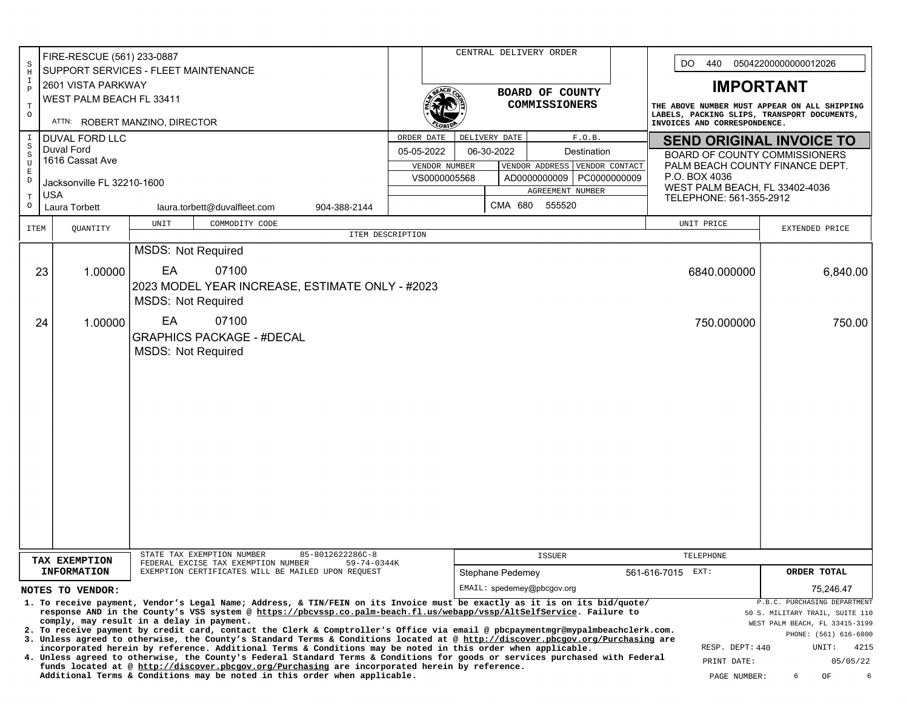| | | | |
|---|---|---|---|
| **SHIP TO** | FIRE-RESCUE (561) 233-0887<br>SUPPORT SERVICES - FLEET MAINTENANCE<br>2601 VISTA PARKWAY<br>WEST PALM BEACH FL 33411<br>ATTN: ROBERT MANZINO, DIRECTOR | CENTRAL DELIVERY ORDER<br>**BOARD OF COUNTY COMMISSIONERS** | DO 440 05042200000000012026<br>**IMPORTANT**<br>THE ABOVE NUMBER MUST APPEAR ON ALL SHIPPING LABELS, PACKING SLIPS, TRANSPORT DOCUMENTS, INVOICES AND CORRESPONDENCE. |
| **ISSUED TO** | DUVAL FORD LLC<br>Duval Ford<br>1616 Cassat Ave<br>Jacksonville FL 32210-1600<br>USA<br>Laura Torbett laura.torbett@duvalfleet.com 904-388-2144 | | **SEND ORIGINAL INVOICE TO**<br>BOARD OF COUNTY COMMISSIONERS<br>PALM BEACH COUNTY FINANCE DEPT.<br>P.O. BOX 4036<br>WEST PALM BEACH, FL 33402-4036<br>TELEPHONE: 561-355-2912 |

| ORDER DATE | DELIVERY DATE | F.O.B. |
|---|---|---|
| 05-05-2022 | 06-30-2022 | Destination |

| VENDOR NUMBER | VENDOR ADDRESS | VENDOR CONTACT | AGREEMENT NUMBER |
|---|---|---|---|
| VS0000005568 | AD0000000009 | PC0000000009 | CMA 680 555520 |

| ITEM | QUANTITY | UNIT | COMMODITY CODE / ITEM DESCRIPTION | UNIT PRICE | EXTENDED PRICE |
|---|---|---|---|---|---|
| | | | MSDS: Not Required | | |
| 23 | 1.00000 | EA | 07100<br>2023 MODEL YEAR INCREASE, ESTIMATE ONLY - #2023<br>MSDS: Not Required | 6840.000000 | 6,840.00 |
| 24 | 1.00000 | EA | 07100<br>GRAPHICS PACKAGE - #DECAL<br>MSDS: Not Required | 750.000000 | 750.00 |

| **TAX EXEMPTION INFORMATION** | | ISSUER | TELEPHONE | ORDER TOTAL |
|---|---|---|---|---|
| STATE TAX EXEMPTION NUMBER 85-8012622286C-8<br>FEDERAL EXCISE TAX EXEMPTION NUMBER 59-74-0344K<br>EXEMPTION CERTIFICATES WILL BE MAILED UPON REQUEST | | Stephane Pedemey<br>EMAIL: spedemey@pbcgov.org | 561-616-7015 EXT: | 75,246.47 |

**NOTES TO VENDOR:**

1. To receive payment, Vendor's Legal Name; Address, & TIN/FEIN on its Invoice must be exactly as it is on its bid/quote/ response AND in the County's VSS system @ https://pbcvssp.co.palm-beach.fl.us/webapp/vssp/AltSelfService. Failure to comply, may result in a delay in payment.
2. To receive payment by credit card, contact the Clerk & Comptroller's Office via email @ pbcpaymentmgr@mypalmbeachclerk.com.
3. Unless agreed to otherwise, the County's Standard Terms & Conditions located at @ http://discover.pbcgov.org/Purchasing are incorporated herein by reference. Additional Terms & Conditions may be noted in this order when applicable.
4. Unless agreed to otherwise, the County's Federal Standard Terms & Conditions for goods or services purchased with Federal funds located at @ http://discover.pbcgov.org/Purchasing are incorporated herein by reference. Additional Terms & Conditions may be noted in this order when applicable.

P.B.C. PURCHASING DEPARTMENT
50 S. MILITARY TRAIL, SUITE 110
WEST PALM BEACH, FL 33415-3199
PHONE: (561) 616-6800

RESP. DEPT: 440 UNIT: 4215
PRINT DATE: 05/05/22